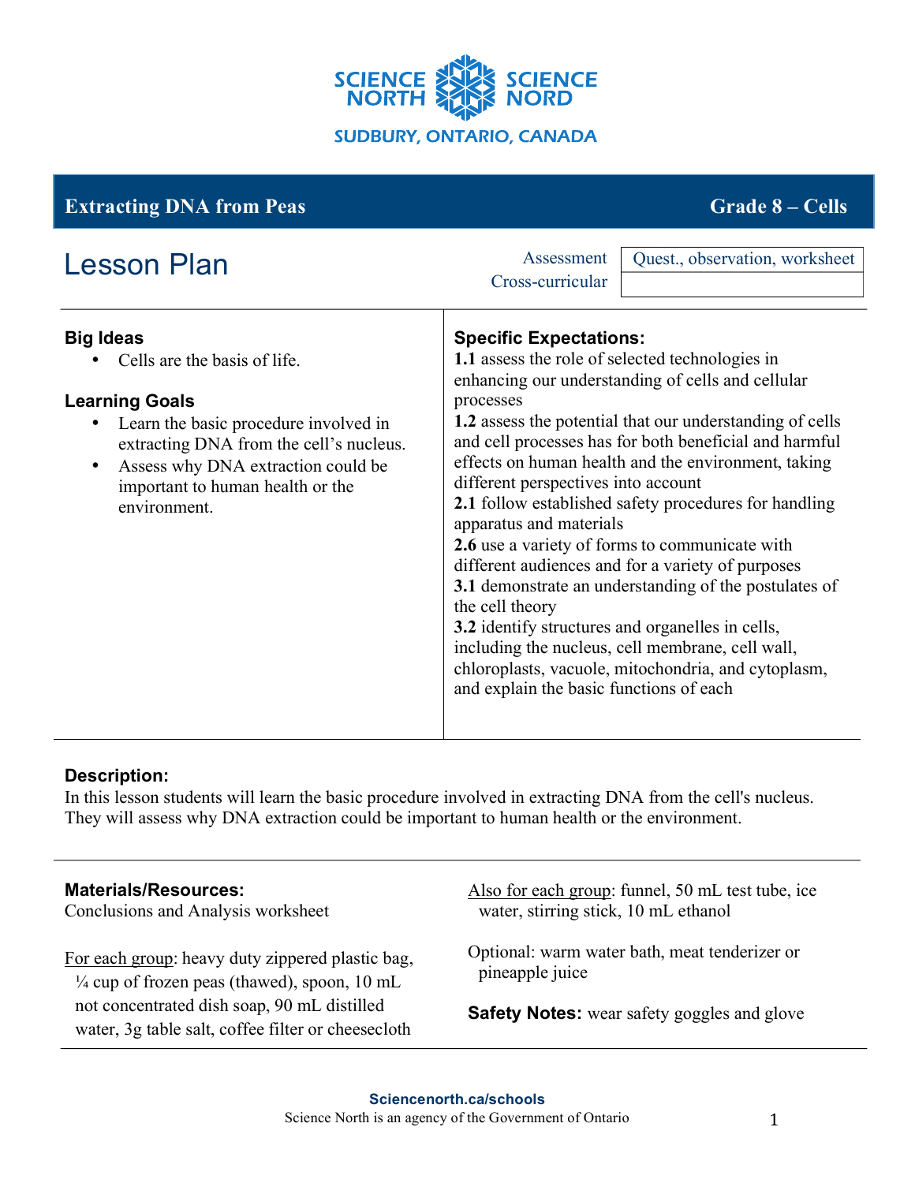SCIENCE NORTH | SCIENCE NORD

SUDBURY, ONTARIO, CANADA

## Extracting DNA from Peas — Grade 8 – Cells

# Lesson Plan

| | |
|---|---|
| Assessment | Quest., observation, worksheet |
| Cross-curricular | |

### Big Ideas

- Cells are the basis of life.

### Learning Goals

- Learn the basic procedure involved in extracting DNA from the cell's nucleus.
- Assess why DNA extraction could be important to human health or the environment.

### Specific Expectations:

**1.1** assess the role of selected technologies in enhancing our understanding of cells and cellular processes
**1.2** assess the potential that our understanding of cells and cell processes has for both beneficial and harmful effects on human health and the environment, taking different perspectives into account
**2.1** follow established safety procedures for handling apparatus and materials
**2.6** use a variety of forms to communicate with different audiences and for a variety of purposes
**3.1** demonstrate an understanding of the postulates of the cell theory
**3.2** identify structures and organelles in cells, including the nucleus, cell membrane, cell wall, chloroplasts, vacuole, mitochondria, and cytoplasm, and explain the basic functions of each

### Description:

In this lesson students will learn the basic procedure involved in extracting DNA from the cell's nucleus. They will assess why DNA extraction could be important to human health or the environment.

### Materials/Resources:

Conclusions and Analysis worksheet

For each group: heavy duty zippered plastic bag, ¼ cup of frozen peas (thawed), spoon, 10 mL not concentrated dish soap, 90 mL distilled water, 3g table salt, coffee filter or cheesecloth

Also for each group: funnel, 50 mL test tube, ice water, stirring stick, 10 mL ethanol

Optional: warm water bath, meat tenderizer or pineapple juice

**Safety Notes:** wear safety goggles and glove

Sciencenorth.ca/schools
Science North is an agency of the Government of Ontario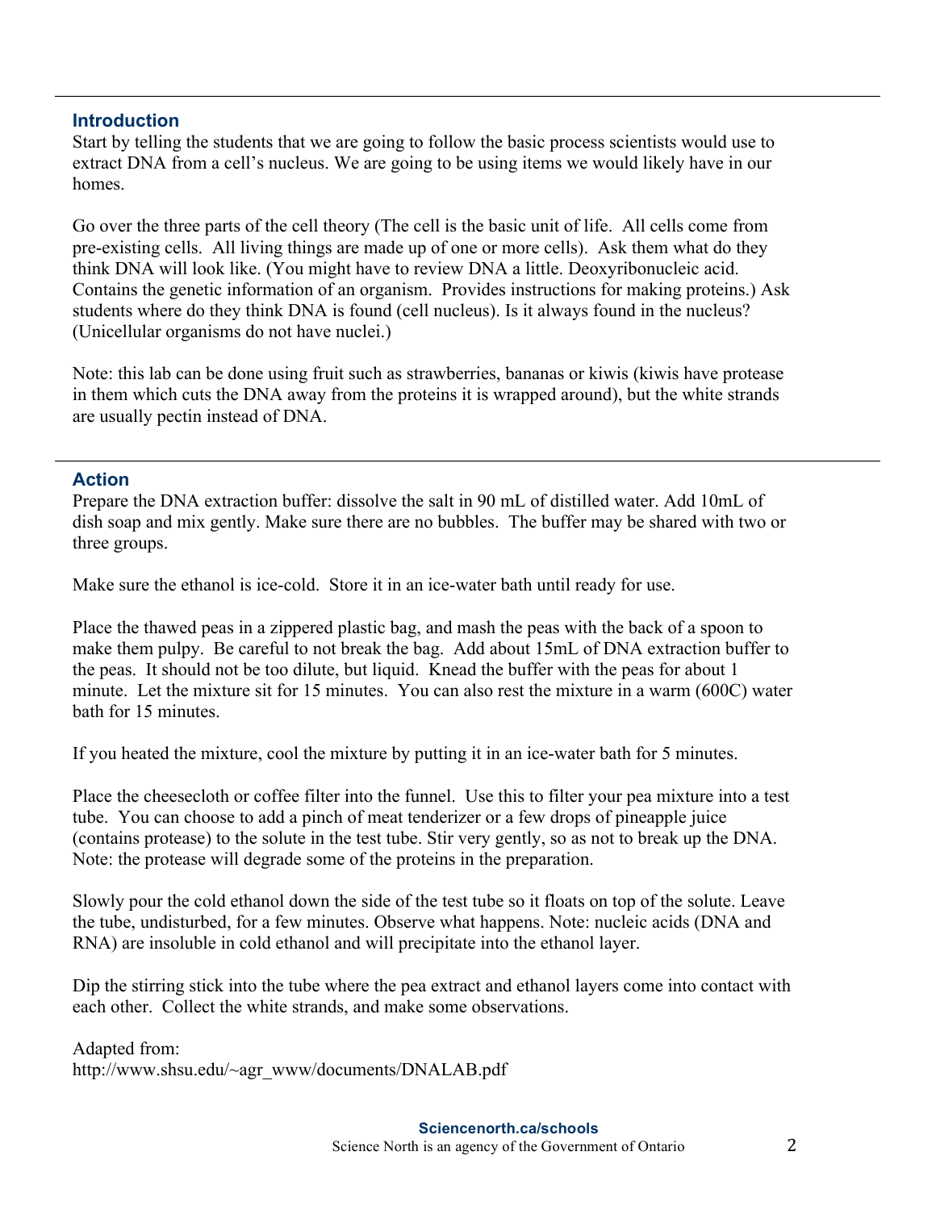## Introduction

Start by telling the students that we are going to follow the basic process scientists would use to extract DNA from a cell's nucleus. We are going to be using items we would likely have in our homes.

Go over the three parts of the cell theory (The cell is the basic unit of life. All cells come from pre-existing cells. All living things are made up of one or more cells). Ask them what do they think DNA will look like. (You might have to review DNA a little. Deoxyribonucleic acid. Contains the genetic information of an organism. Provides instructions for making proteins.) Ask students where do they think DNA is found (cell nucleus). Is it always found in the nucleus? (Unicellular organisms do not have nuclei.)

Note: this lab can be done using fruit such as strawberries, bananas or kiwis (kiwis have protease in them which cuts the DNA away from the proteins it is wrapped around), but the white strands are usually pectin instead of DNA.

## Action

Prepare the DNA extraction buffer: dissolve the salt in 90 mL of distilled water. Add 10mL of dish soap and mix gently. Make sure there are no bubbles. The buffer may be shared with two or three groups.

Make sure the ethanol is ice-cold. Store it in an ice-water bath until ready for use.

Place the thawed peas in a zippered plastic bag, and mash the peas with the back of a spoon to make them pulpy. Be careful to not break the bag. Add about 15mL of DNA extraction buffer to the peas. It should not be too dilute, but liquid. Knead the buffer with the peas for about 1 minute. Let the mixture sit for 15 minutes. You can also rest the mixture in a warm (600C) water bath for 15 minutes.

If you heated the mixture, cool the mixture by putting it in an ice-water bath for 5 minutes.

Place the cheesecloth or coffee filter into the funnel. Use this to filter your pea mixture into a test tube. You can choose to add a pinch of meat tenderizer or a few drops of pineapple juice (contains protease) to the solute in the test tube. Stir very gently, so as not to break up the DNA. Note: the protease will degrade some of the proteins in the preparation.

Slowly pour the cold ethanol down the side of the test tube so it floats on top of the solute. Leave the tube, undisturbed, for a few minutes. Observe what happens. Note: nucleic acids (DNA and RNA) are insoluble in cold ethanol and will precipitate into the ethanol layer.

Dip the stirring stick into the tube where the pea extract and ethanol layers come into contact with each other. Collect the white strands, and make some observations.

Adapted from:
http://www.shsu.edu/~agr_www/documents/DNALAB.pdf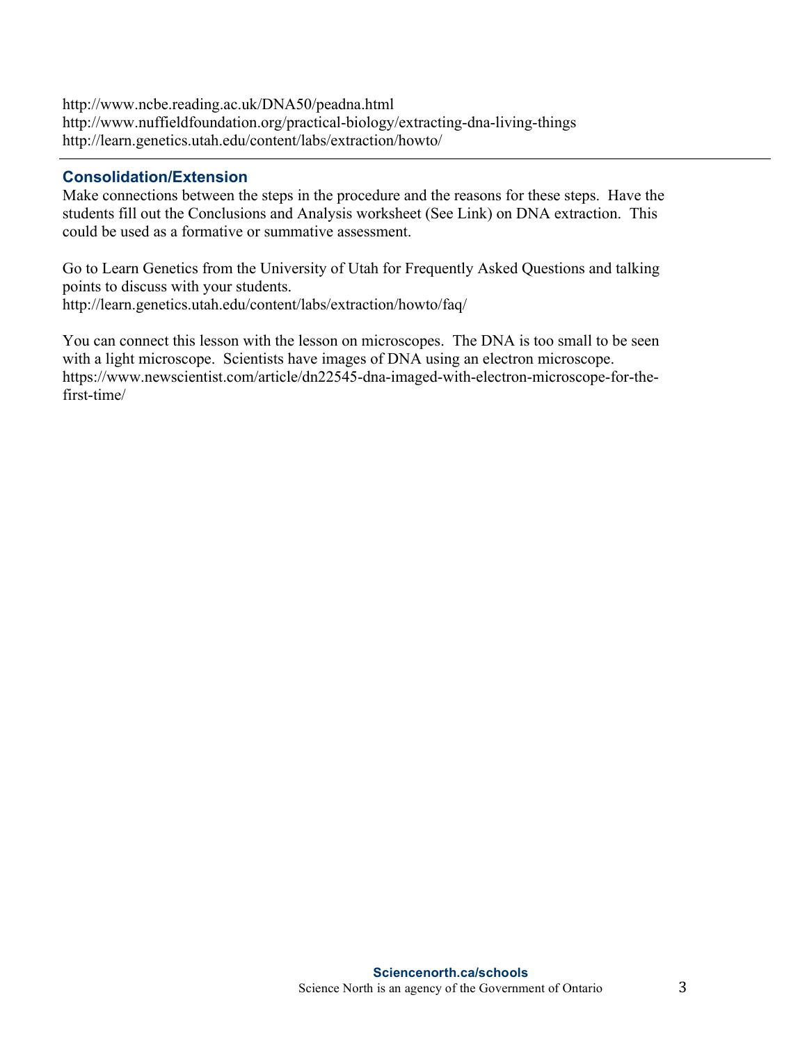http://www.ncbe.reading.ac.uk/DNA50/peadna.html
http://www.nuffieldfoundation.org/practical-biology/extracting-dna-living-things
http://learn.genetics.utah.edu/content/labs/extraction/howto/

---

### Consolidation/Extension

Make connections between the steps in the procedure and the reasons for these steps. Have the students fill out the Conclusions and Analysis worksheet (See Link) on DNA extraction. This could be used as a formative or summative assessment.

Go to Learn Genetics from the University of Utah for Frequently Asked Questions and talking points to discuss with your students.
http://learn.genetics.utah.edu/content/labs/extraction/howto/faq/

You can connect this lesson with the lesson on microscopes. The DNA is too small to be seen with a light microscope. Scientists have images of DNA using an electron microscope.
https://www.newscientist.com/article/dn22545-dna-imaged-with-electron-microscope-for-the-first-time/